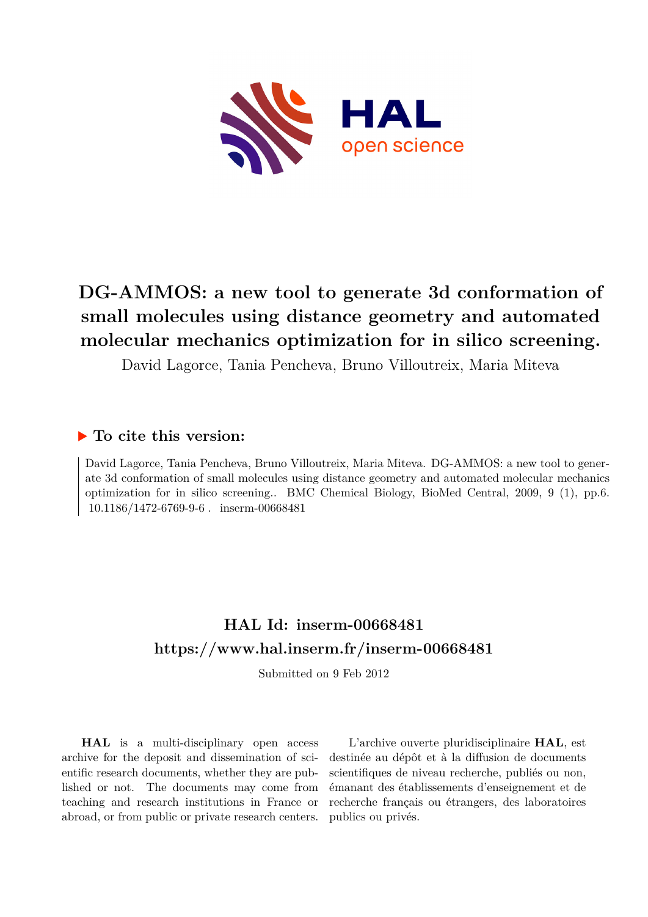# DG-AMMOS: a new tool to generate 3d conformation of small molecules using distance geometry and automated molecular mechanics optimization for in silico screening.

David Lagorce, Tania Pencheva, Bruno Villoutreix, Maria Miteva

## ▶ To cite this version:

David Lagorce, Tania Pencheva, Bruno Villoutreix, Maria Miteva. DG-AMMOS: a new tool to generate 3d conformation of small molecules using distance geometry and automated molecular mechanics optimization for in silico screening.. BMC Chemical Biology, BioMed Central, 2009, 9 (1), pp.6. 10.1186/1472-6769-9-6 . inserm-00668481

## HAL Id: inserm-00668481

## https://www.hal.inserm.fr/inserm-00668481

Submitted on 9 Feb 2012

**HAL** is a multi-disciplinary open access archive for the deposit and dissemination of scientific research documents, whether they are published or not. The documents may come from teaching and research institutions in France or abroad, or from public or private research centers.

L'archive ouverte pluridisciplinaire **HAL**, est destinée au dépôt et à la diffusion de documents scientifiques de niveau recherche, publiés ou non, émanant des établissements d'enseignement et de recherche français ou étrangers, des laboratoires publics ou privés.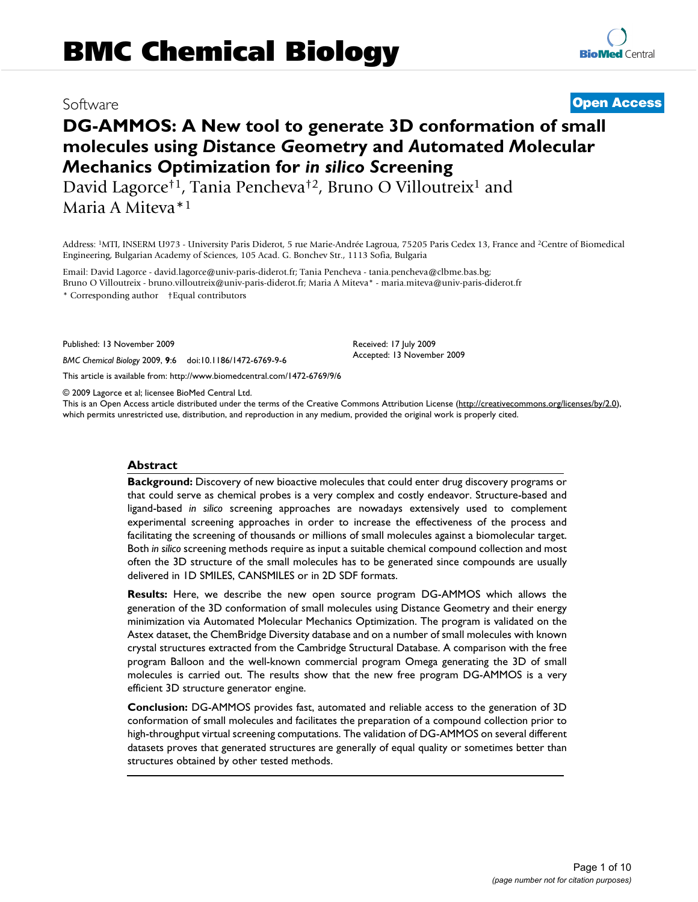# DG-AMMOS: A New tool to generate 3D conformation of small molecules using *D*istance *G*eometry and *A*utomated *M*olecular *M*echanics *O*ptimization for *in silico S*creening

David Lagorce†1, Tania Pencheva†2, Bruno O Villoutreix1 and Maria A Miteva*1

Address: 1MTI, INSERM U973 - University Paris Diderot, 5 rue Marie-Andrée Lagroua, 75205 Paris Cedex 13, France and 2Centre of Biomedical Engineering, Bulgarian Academy of Sciences, 105 Acad. G. Bonchev Str., 1113 Sofia, Bulgaria

Email: David Lagorce - david.lagorce@univ-paris-diderot.fr; Tania Pencheva - tania.pencheva@clbme.bas.bg; Bruno O Villoutreix - bruno.villoutreix@univ-paris-diderot.fr; Maria A Miteva* - maria.miteva@univ-paris-diderot.fr

\* Corresponding author †Equal contributors

Published: 13 November 2009

*BMC Chemical Biology* 2009, **9**:6 doi:10.1186/1472-6769-9-6

Received: 17 July 2009
Accepted: 13 November 2009

This article is available from: http://www.biomedcentral.com/1472-6769/9/6

© 2009 Lagorce et al; licensee BioMed Central Ltd.
This is an Open Access article distributed under the terms of the Creative Commons Attribution License (http://creativecommons.org/licenses/by/2.0), which permits unrestricted use, distribution, and reproduction in any medium, provided the original work is properly cited.

## Abstract

**Background:** Discovery of new bioactive molecules that could enter drug discovery programs or that could serve as chemical probes is a very complex and costly endeavor. Structure-based and ligand-based *in silico* screening approaches are nowadays extensively used to complement experimental screening approaches in order to increase the effectiveness of the process and facilitating the screening of thousands or millions of small molecules against a biomolecular target. Both *in silico* screening methods require as input a suitable chemical compound collection and most often the 3D structure of the small molecules has to be generated since compounds are usually delivered in 1D SMILES, CANSMILES or in 2D SDF formats.

**Results:** Here, we describe the new open source program DG-AMMOS which allows the generation of the 3D conformation of small molecules using Distance Geometry and their energy minimization via Automated Molecular Mechanics Optimization. The program is validated on the Astex dataset, the ChemBridge Diversity database and on a number of small molecules with known crystal structures extracted from the Cambridge Structural Database. A comparison with the free program Balloon and the well-known commercial program Omega generating the 3D of small molecules is carried out. The results show that the new free program DG-AMMOS is a very efficient 3D structure generator engine.

**Conclusion:** DG-AMMOS provides fast, automated and reliable access to the generation of 3D conformation of small molecules and facilitates the preparation of a compound collection prior to high-throughput virtual screening computations. The validation of DG-AMMOS on several different datasets proves that generated structures are generally of equal quality or sometimes better than structures obtained by other tested methods.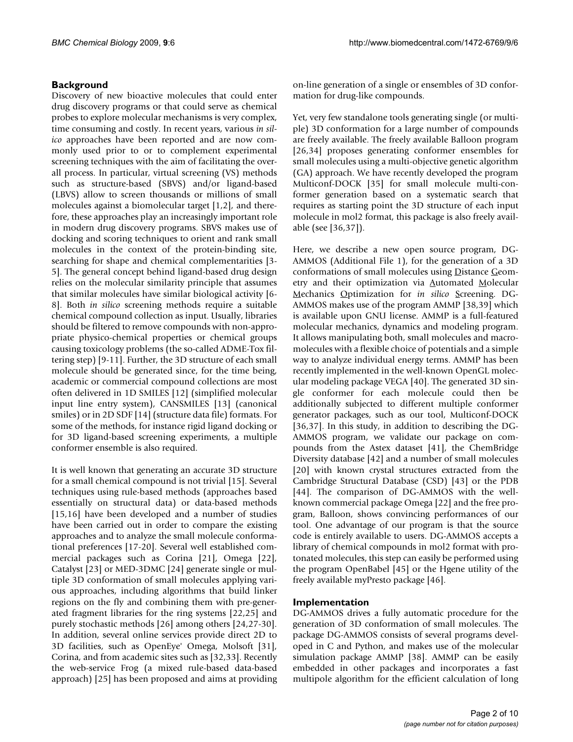## Background

Discovery of new bioactive molecules that could enter drug discovery programs or that could serve as chemical probes to explore molecular mechanisms is very complex, time consuming and costly. In recent years, various *in silico* approaches have been reported and are now commonly used prior to or to complement experimental screening techniques with the aim of facilitating the overall process. In particular, virtual screening (VS) methods such as structure-based (SBVS) and/or ligand-based (LBVS) allow to screen thousands or millions of small molecules against a biomolecular target [1,2], and therefore, these approaches play an increasingly important role in modern drug discovery programs. SBVS makes use of docking and scoring techniques to orient and rank small molecules in the context of the protein-binding site, searching for shape and chemical complementarities [3-5]. The general concept behind ligand-based drug design relies on the molecular similarity principle that assumes that similar molecules have similar biological activity [6-8]. Both *in silico* screening methods require a suitable chemical compound collection as input. Usually, libraries should be filtered to remove compounds with non-appropriate physico-chemical properties or chemical groups causing toxicology problems (the so-called ADME-Tox filtering step) [9-11]. Further, the 3D structure of each small molecule should be generated since, for the time being, academic or commercial compound collections are most often delivered in 1D SMILES [12] (simplified molecular input line entry system), CANSMILES [13] (canonical smiles) or in 2D SDF [14] (structure data file) formats. For some of the methods, for instance rigid ligand docking or for 3D ligand-based screening experiments, a multiple conformer ensemble is also required.

It is well known that generating an accurate 3D structure for a small chemical compound is not trivial [15]. Several techniques using rule-based methods (approaches based essentially on structural data) or data-based methods [15,16] have been developed and a number of studies have been carried out in order to compare the existing approaches and to analyze the small molecule conformational preferences [17-20]. Several well established commercial packages such as Corina [21], Omega [22], Catalyst [23] or MED-3DMC [24] generate single or multiple 3D conformation of small molecules applying various approaches, including algorithms that build linker regions on the fly and combining them with pre-generated fragment libraries for the ring systems [22,25] and purely stochastic methods [26] among others [24,27-30]. In addition, several online services provide direct 2D to 3D facilities, such as OpenEye' Omega, Molsoft [31], Corina, and from academic sites such as [32,33]. Recently the web-service Frog (a mixed rule-based data-based approach) [25] has been proposed and aims at providing on-line generation of a single or ensembles of 3D conformation for drug-like compounds.

Yet, very few standalone tools generating single (or multiple) 3D conformation for a large number of compounds are freely available. The freely available Balloon program [26,34] proposes generating conformer ensembles for small molecules using a multi-objective genetic algorithm (GA) approach. We have recently developed the program Multiconf-DOCK [35] for small molecule multi-conformer generation based on a systematic search that requires as starting point the 3D structure of each input molecule in mol2 format, this package is also freely available (see [36,37]).

Here, we describe a new open source program, DG-AMMOS (Additional File 1), for the generation of a 3D conformations of small molecules using Distance Geometry and their optimization via Automated Molecular Mechanics Optimization for *in silico* Screening. DG-AMMOS makes use of the program AMMP [38,39] which is available upon GNU license. AMMP is a full-featured molecular mechanics, dynamics and modeling program. It allows manipulating both, small molecules and macromolecules with a flexible choice of potentials and a simple way to analyze individual energy terms. AMMP has been recently implemented in the well-known OpenGL molecular modeling package VEGA [40]. The generated 3D single conformer for each molecule could then be additionally subjected to different multiple conformer generator packages, such as our tool, Multiconf-DOCK [36,37]. In this study, in addition to describing the DG-AMMOS program, we validate our package on compounds from the Astex dataset [41], the ChemBridge Diversity database [42] and a number of small molecules [20] with known crystal structures extracted from the Cambridge Structural Database (CSD) [43] or the PDB [44]. The comparison of DG-AMMOS with the well-known commercial package Omega [22] and the free program, Balloon, shows convincing performances of our tool. One advantage of our program is that the source code is entirely available to users. DG-AMMOS accepts a library of chemical compounds in mol2 format with protonated molecules, this step can easily be performed using the program OpenBabel [45] or the Hgene utility of the freely available myPresto package [46].

## Implementation

DG-AMMOS drives a fully automatic procedure for the generation of 3D conformation of small molecules. The package DG-AMMOS consists of several programs developed in C and Python, and makes use of the molecular simulation package AMMP [38]. AMMP can be easily embedded in other packages and incorporates a fast multipole algorithm for the efficient calculation of long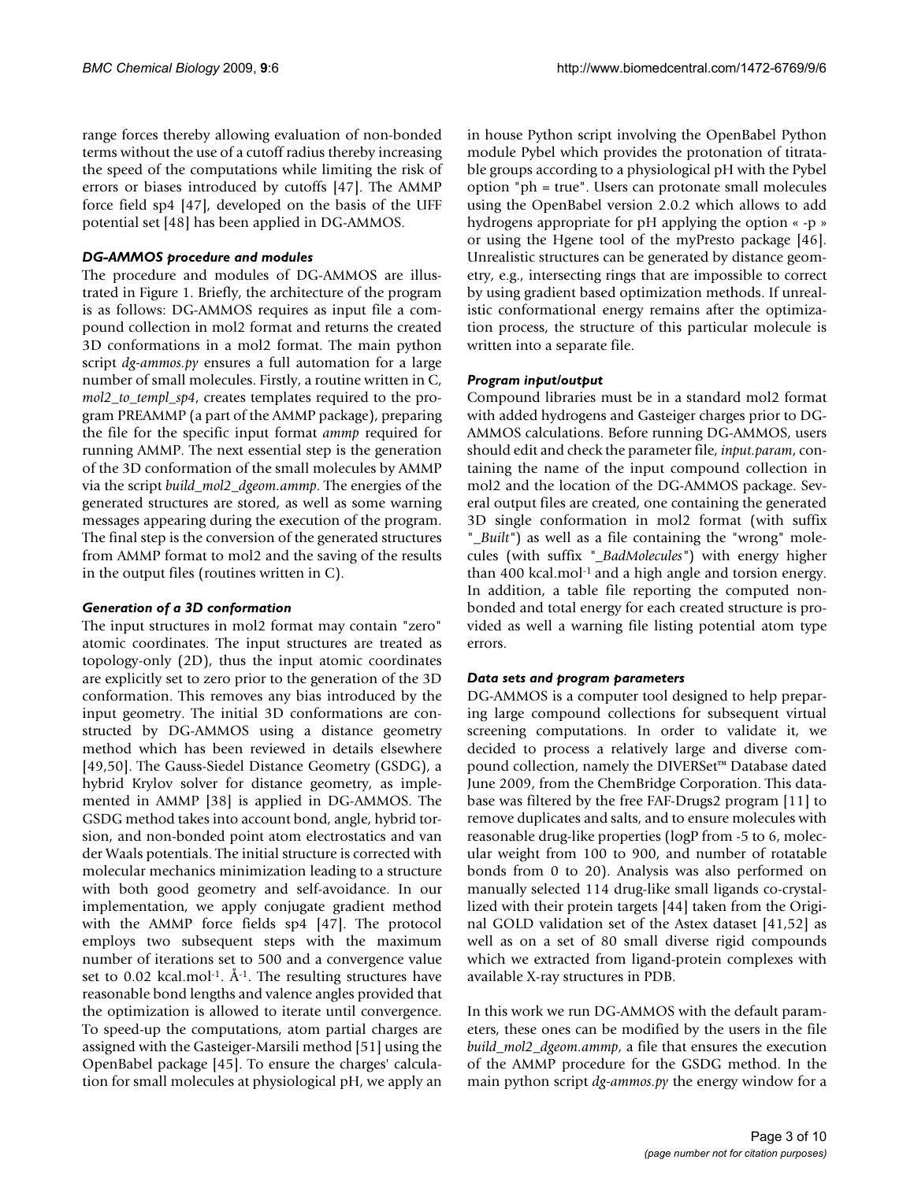range forces thereby allowing evaluation of non-bonded terms without the use of a cutoff radius thereby increasing the speed of the computations while limiting the risk of errors or biases introduced by cutoffs [47]. The AMMP force field sp4 [47], developed on the basis of the UFF potential set [48] has been applied in DG-AMMOS.

### *DG-AMMOS procedure and modules*

The procedure and modules of DG-AMMOS are illustrated in Figure 1. Briefly, the architecture of the program is as follows: DG-AMMOS requires as input file a compound collection in mol2 format and returns the created 3D conformations in a mol2 format. The main python script *dg-ammos.py* ensures a full automation for a large number of small molecules. Firstly, a routine written in C, *mol2_to_templ_sp4*, creates templates required to the program PREAMMP (a part of the AMMP package), preparing the file for the specific input format *ammp* required for running AMMP. The next essential step is the generation of the 3D conformation of the small molecules by AMMP via the script *build_mol2_dgeom.ammp*. The energies of the generated structures are stored, as well as some warning messages appearing during the execution of the program. The final step is the conversion of the generated structures from AMMP format to mol2 and the saving of the results in the output files (routines written in C).

### *Generation of a 3D conformation*

The input structures in mol2 format may contain "zero" atomic coordinates. The input structures are treated as topology-only (2D), thus the input atomic coordinates are explicitly set to zero prior to the generation of the 3D conformation. This removes any bias introduced by the input geometry. The initial 3D conformations are constructed by DG-AMMOS using a distance geometry method which has been reviewed in details elsewhere [49,50]. The Gauss-Siedel Distance Geometry (GSDG), a hybrid Krylov solver for distance geometry, as implemented in AMMP [38] is applied in DG-AMMOS. The GSDG method takes into account bond, angle, hybrid torsion, and non-bonded point atom electrostatics and van der Waals potentials. The initial structure is corrected with molecular mechanics minimization leading to a structure with both good geometry and self-avoidance. In our implementation, we apply conjugate gradient method with the AMMP force fields sp4 [47]. The protocol employs two subsequent steps with the maximum number of iterations set to 500 and a convergence value set to 0.02 kcal.mol$^{-1}$. Å$^{-1}$. The resulting structures have reasonable bond lengths and valence angles provided that the optimization is allowed to iterate until convergence. To speed-up the computations, atom partial charges are assigned with the Gasteiger-Marsili method [51] using the OpenBabel package [45]. To ensure the charges' calculation for small molecules at physiological pH, we apply an in house Python script involving the OpenBabel Python module Pybel which provides the protonation of titratable groups according to a physiological pH with the Pybel option "ph = true". Users can protonate small molecules using the OpenBabel version 2.0.2 which allows to add hydrogens appropriate for pH applying the option « -p » or using the Hgene tool of the myPresto package [46]. Unrealistic structures can be generated by distance geometry, e.g., intersecting rings that are impossible to correct by using gradient based optimization methods. If unrealistic conformational energy remains after the optimization process, the structure of this particular molecule is written into a separate file.

### *Program input/output*

Compound libraries must be in a standard mol2 format with added hydrogens and Gasteiger charges prior to DG-AMMOS calculations. Before running DG-AMMOS, users should edit and check the parameter file, *input.param*, containing the name of the input compound collection in mol2 and the location of the DG-AMMOS package. Several output files are created, one containing the generated 3D single conformation in mol2 format (with suffix "*_Built*") as well as a file containing the "wrong" molecules (with suffix "*_BadMolecules*") with energy higher than 400 kcal.mol$^{-1}$ and a high angle and torsion energy. In addition, a table file reporting the computed nonbonded and total energy for each created structure is provided as well a warning file listing potential atom type errors.

### *Data sets and program parameters*

DG-AMMOS is a computer tool designed to help preparing large compound collections for subsequent virtual screening computations. In order to validate it, we decided to process a relatively large and diverse compound collection, namely the DIVERSet™ Database dated June 2009, from the ChemBridge Corporation. This database was filtered by the free FAF-Drugs2 program [11] to remove duplicates and salts, and to ensure molecules with reasonable drug-like properties (logP from -5 to 6, molecular weight from 100 to 900, and number of rotatable bonds from 0 to 20). Analysis was also performed on manually selected 114 drug-like small ligands co-crystallized with their protein targets [44] taken from the Original GOLD validation set of the Astex dataset [41,52] as well as on a set of 80 small diverse rigid compounds which we extracted from ligand-protein complexes with available X-ray structures in PDB.

In this work we run DG-AMMOS with the default parameters, these ones can be modified by the users in the file *build_mol2_dgeom.ammp*, a file that ensures the execution of the AMMP procedure for the GSDG method. In the main python script *dg-ammos.py* the energy window for a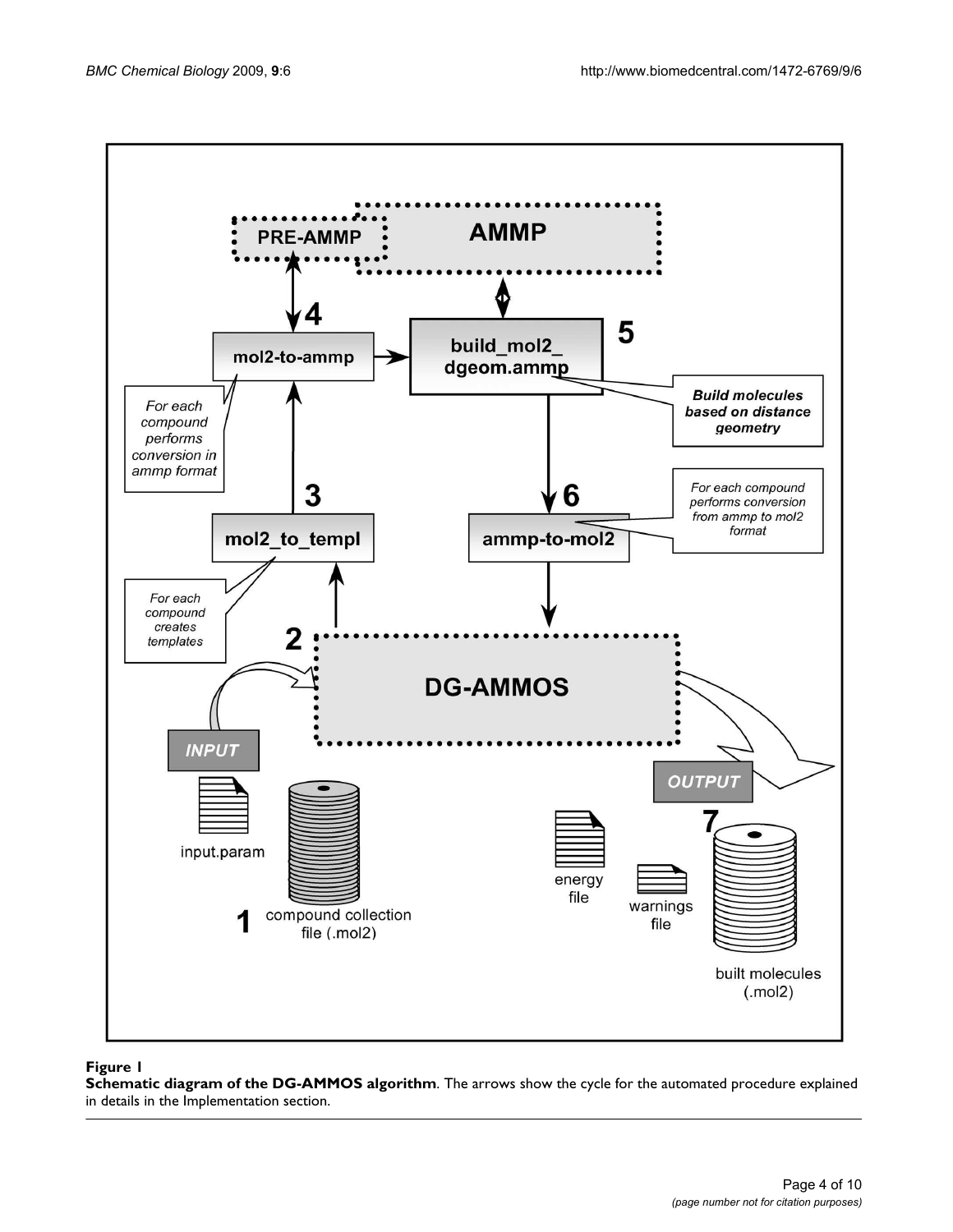**Figure 1**

**Schematic diagram of the DG-AMMOS algorithm**. The arrows show the cycle for the automated procedure explained in details in the Implementation section.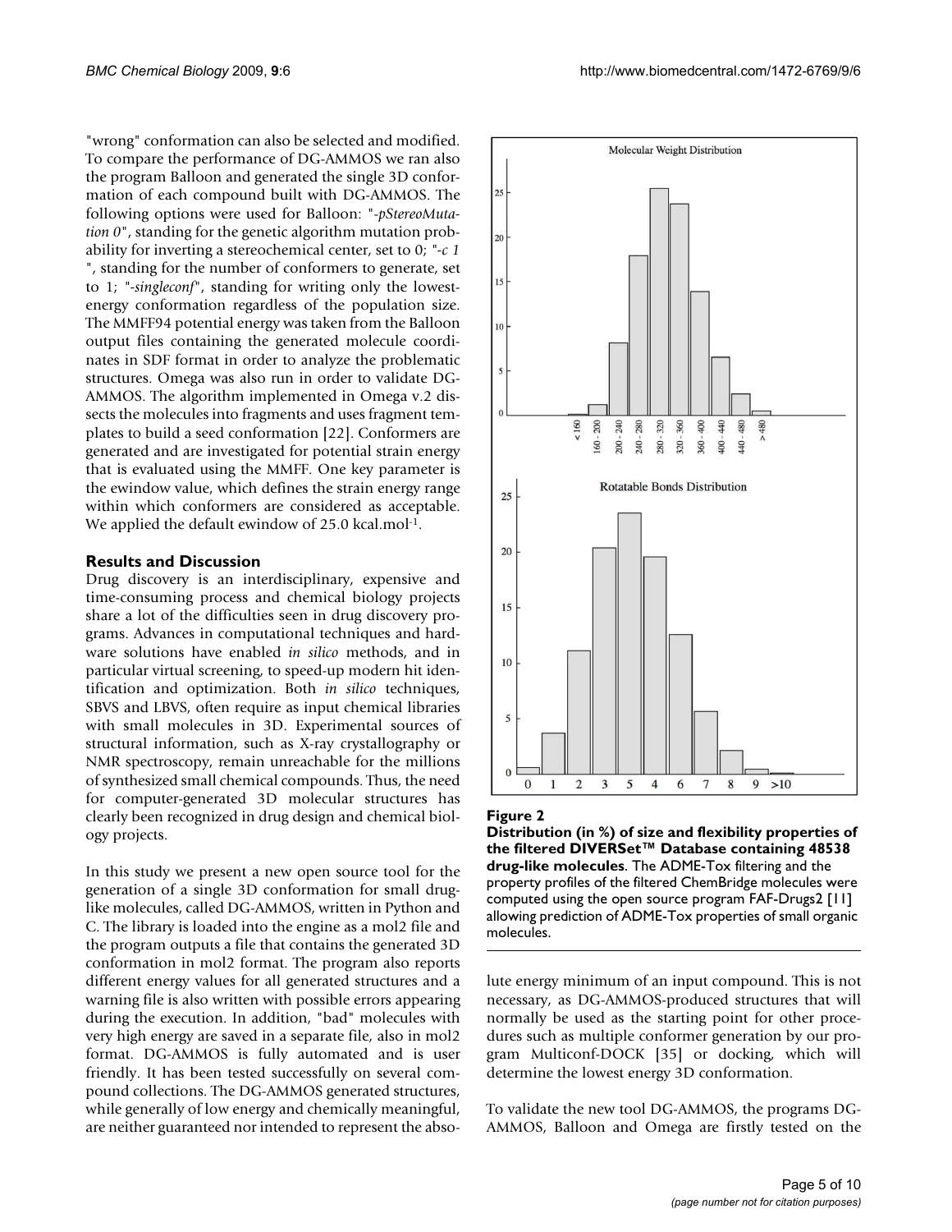"wrong" conformation can also be selected and modified. To compare the performance of DG-AMMOS we ran also the program Balloon and generated the single 3D conformation of each compound built with DG-AMMOS. The following options were used for Balloon: "*-pStereoMutation 0*", standing for the genetic algorithm mutation probability for inverting a stereochemical center, set to 0; "*-c 1* ", standing for the number of conformers to generate, set to 1; "*-singleconf*", standing for writing only the lowest-energy conformation regardless of the population size. The MMFF94 potential energy was taken from the Balloon output files containing the generated molecule coordinates in SDF format in order to analyze the problematic structures. Omega was also run in order to validate DG-AMMOS. The algorithm implemented in Omega v.2 dissects the molecules into fragments and uses fragment templates to build a seed conformation [22]. Conformers are generated and are investigated for potential strain energy that is evaluated using the MMFF. One key parameter is the ewindow value, which defines the strain energy range within which conformers are considered as acceptable. We applied the default ewindow of 25.0 kcal.mol$^{-1}$.

## Results and Discussion

Drug discovery is an interdisciplinary, expensive and time-consuming process and chemical biology projects share a lot of the difficulties seen in drug discovery programs. Advances in computational techniques and hardware solutions have enabled *in silico* methods, and in particular virtual screening, to speed-up modern hit identification and optimization. Both *in silico* techniques, SBVS and LBVS, often require as input chemical libraries with small molecules in 3D. Experimental sources of structural information, such as X-ray crystallography or NMR spectroscopy, remain unreachable for the millions of synthesized small chemical compounds. Thus, the need for computer-generated 3D molecular structures has clearly been recognized in drug design and chemical biology projects.

In this study we present a new open source tool for the generation of a single 3D conformation for small drug-like molecules, called DG-AMMOS, written in Python and C. The library is loaded into the engine as a mol2 file and the program outputs a file that contains the generated 3D conformation in mol2 format. The program also reports different energy values for all generated structures and a warning file is also written with possible errors appearing during the execution. In addition, "bad" molecules with very high energy are saved in a separate file, also in mol2 format. DG-AMMOS is fully automated and is user friendly. It has been tested successfully on several compound collections. The DG-AMMOS generated structures, while generally of low energy and chemically meaningful, are neither guaranteed nor intended to represent the absolute energy minimum of an input compound. This is not necessary, as DG-AMMOS-produced structures that will normally be used as the starting point for other procedures such as multiple conformer generation by our program Multiconf-DOCK [35] or docking, which will determine the lowest energy 3D conformation.

**Figure 2**

**Distribution (in %) of size and flexibility properties of the filtered DIVERSet™ Database containing 48538 drug-like molecules**. The ADME-Tox filtering and the property profiles of the filtered ChemBridge molecules were computed using the open source program FAF-Drugs2 [11] allowing prediction of ADME-Tox properties of small organic molecules.

To validate the new tool DG-AMMOS, the programs DG-AMMOS, Balloon and Omega are firstly tested on the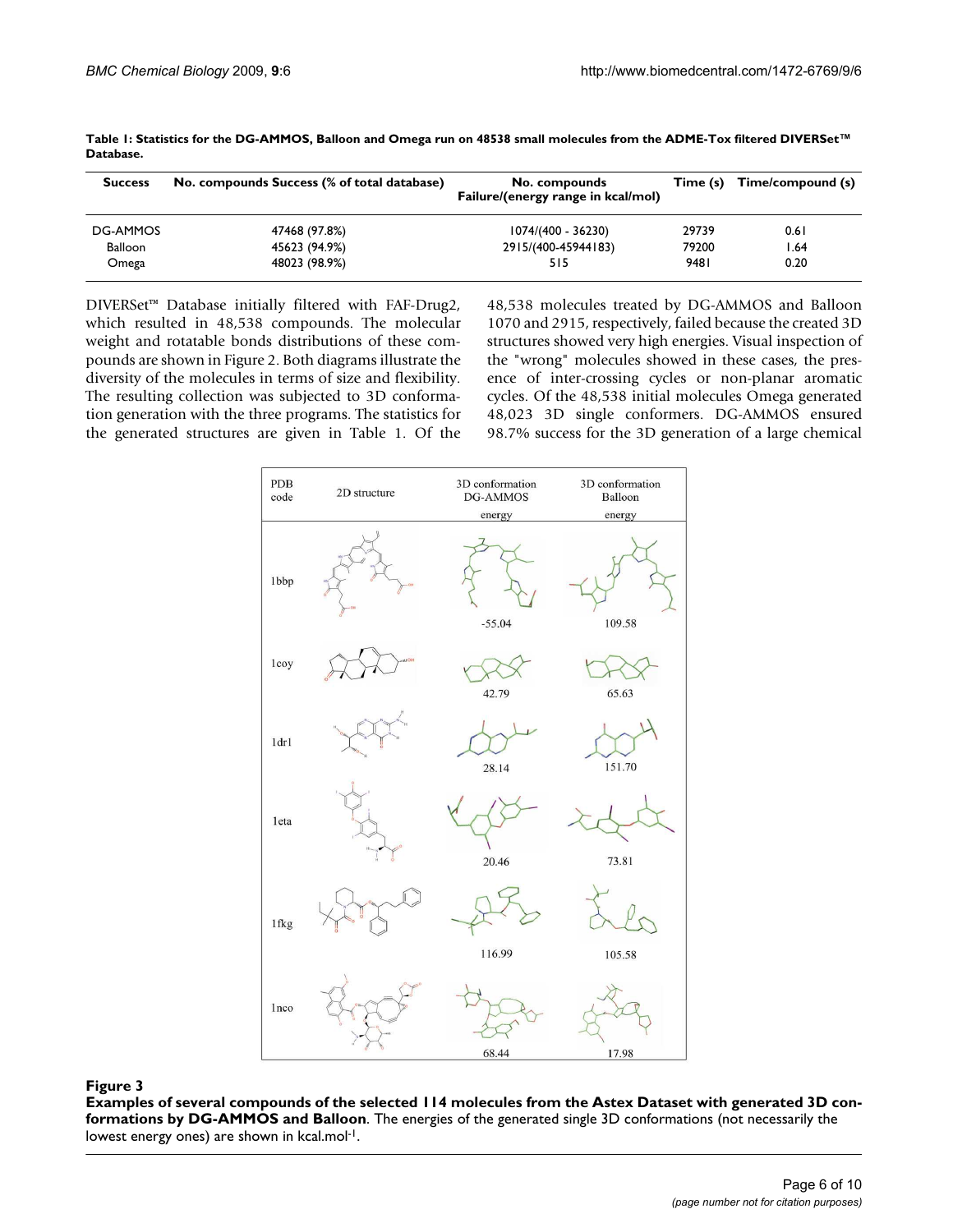**Table 1: Statistics for the DG-AMMOS, Balloon and Omega run on 48538 small molecules from the ADME-Tox filtered DIVERSet™ Database.**

| Success | No. compounds Success (% of total database) | No. compounds Failure/(energy range in kcal/mol) | Time (s) | Time/compound (s) |
|---|---|---|---|---|
| DG-AMMOS | 47468 (97.8%) | 1074/(400 - 36230) | 29739 | 0.61 |
| Balloon | 45623 (94.9%) | 2915/(400-45944183) | 79200 | 1.64 |
| Omega | 48023 (98.9%) | 515 | 9481 | 0.20 |

DIVERSet™ Database initially filtered with FAF-Drug2, which resulted in 48,538 compounds. The molecular weight and rotatable bonds distributions of these compounds are shown in Figure 2. Both diagrams illustrate the diversity of the molecules in terms of size and flexibility. The resulting collection was subjected to 3D conformation generation with the three programs. The statistics for the generated structures are given in Table 1. Of the 48,538 molecules treated by DG-AMMOS and Balloon 1070 and 2915, respectively, failed because the created 3D structures showed very high energies. Visual inspection of the "wrong" molecules showed in these cases, the presence of inter-crossing cycles or non-planar aromatic cycles. Of the 48,538 initial molecules Omega generated 48,023 3D single conformers. DG-AMMOS ensured 98.7% success for the 3D generation of a large chemical

| PDB code | 2D structure | 3D conformation DG-AMMOS energy | 3D conformation Balloon energy |
|---|---|---|---|
| 1bbp | | -55.04 | 109.58 |
| 1coy | | 42.79 | 65.63 |
| 1drl | | 28.14 | 151.70 |
| 1eta | | 20.46 | 73.81 |
| 1fkg | | 116.99 | 105.58 |
| 1nco | | 68.44 | 17.98 |

**Figure 3**

**Examples of several compounds of the selected 114 molecules from the Astex Dataset with generated 3D conformations by DG-AMMOS and Balloon**. The energies of the generated single 3D conformations (not necessarily the lowest energy ones) are shown in kcal.mol$^{-1}$.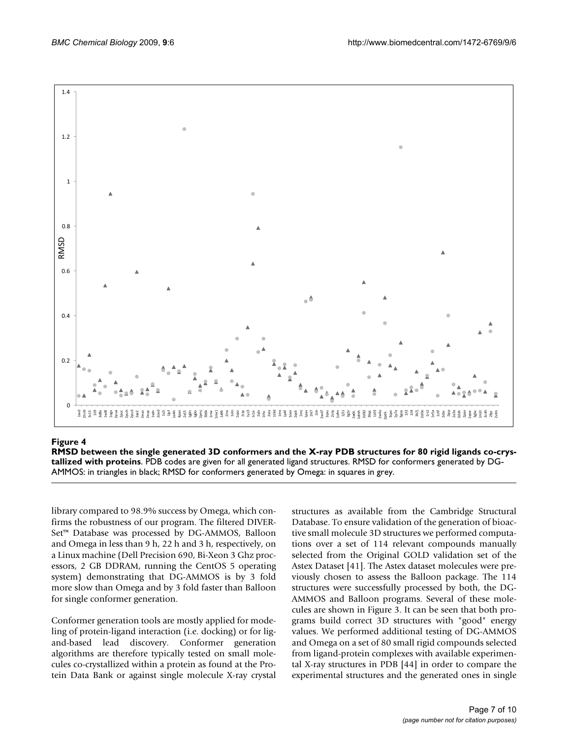**Figure 4**

**RMSD between the single generated 3D conformers and the X-ray PDB structures for 80 rigid ligands co-crystallized with proteins**. PDB codes are given for all generated ligand structures. RMSD for conformers generated by DG-AMMOS: in triangles in black; RMSD for conformers generated by Omega: in squares in grey.

library compared to 98.9% success by Omega, which confirms the robustness of our program. The filtered DIVERSet™ Database was processed by DG-AMMOS, Balloon and Omega in less than 9 h, 22 h and 3 h, respectively, on a Linux machine (Dell Precision 690, Bi-Xeon 3 Ghz processors, 2 GB DDRAM, running the CentOS 5 operating system) demonstrating that DG-AMMOS is by 3 fold more slow than Omega and by 3 fold faster than Balloon for single conformer generation.

Conformer generation tools are mostly applied for modeling of protein-ligand interaction (i.e. docking) or for ligand-based lead discovery. Conformer generation algorithms are therefore typically tested on small molecules co-crystallized within a protein as found at the Protein Data Bank or against single molecule X-ray crystal structures as available from the Cambridge Structural Database. To ensure validation of the generation of bioactive small molecule 3D structures we performed computations over a set of 114 relevant compounds manually selected from the Original GOLD validation set of the Astex Dataset [41]. The Astex dataset molecules were previously chosen to assess the Balloon package. The 114 structures were successfully processed by both, the DG-AMMOS and Balloon programs. Several of these molecules are shown in Figure 3. It can be seen that both programs build correct 3D structures with "good" energy values. We performed additional testing of DG-AMMOS and Omega on a set of 80 small rigid compounds selected from ligand-protein complexes with available experimental X-ray structures in PDB [44] in order to compare the experimental structures and the generated ones in single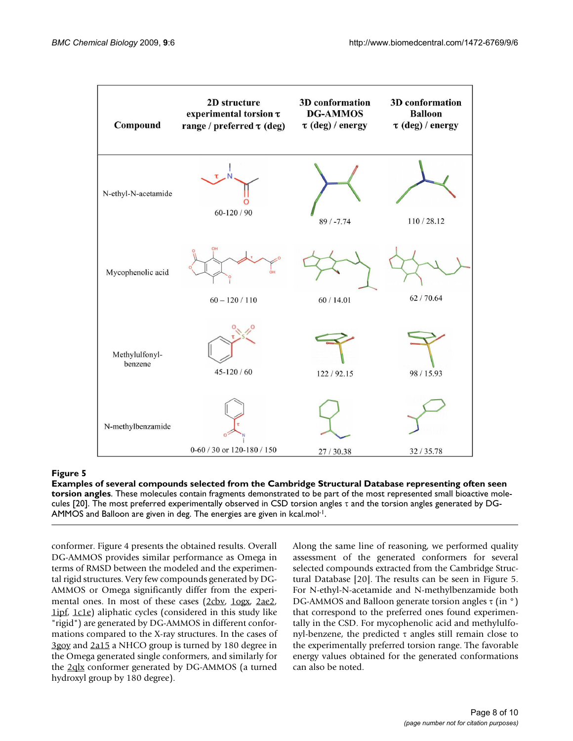| Compound | 2D structure experimental torsion τ range / preferred τ (deg) | 3D conformation DG-AMMOS τ (deg) / energy | 3D conformation Balloon τ (deg) / energy |
|---|---|---|---|
| N-ethyl-N-acetamide | 60-120 / 90 | 89 / -7.74 | 110 / 28.12 |
| Mycophenolic acid | 60 – 120 / 110 | 60 / 14.01 | 62 / 70.64 |
| Methylulfonyl-benzene | 45-120 / 60 | 122 / 92.15 | 98 / 15.93 |
| N-methylbenzamide | 0-60 / 30 or 120-180 / 150 | 27 / 30.38 | 32 / 35.78 |

**Figure 5**

**Examples of several compounds selected from the Cambridge Structural Database representing often seen torsion angles**. These molecules contain fragments demonstrated to be part of the most represented small bioactive molecules [20]. The most preferred experimentally observed in CSD torsion angles τ and the torsion angles generated by DG-AMMOS and Balloon are given in deg. The energies are given in kcal.mol$^{-1}$.

conformer. Figure 4 presents the obtained results. Overall DG-AMMOS provides similar performance as Omega in terms of RMSD between the modeled and the experimental rigid structures. Very few compounds generated by DG-AMMOS or Omega significantly differ from the experimental ones. In most of these cases (2cbv, 1ogx, 2ae2, 1ipf, 1c1e) aliphatic cycles (considered in this study like "rigid") are generated by DG-AMMOS in different conformations compared to the X-ray structures. In the cases of 3goy and 2a15 a NHCO group is turned by 180 degree in the Omega generated single conformers, and similarly for the 2qlx conformer generated by DG-AMMOS (a turned hydroxyl group by 180 degree).

Along the same line of reasoning, we performed quality assessment of the generated conformers for several selected compounds extracted from the Cambridge Structural Database [20]. The results can be seen in Figure 5. For N-ethyl-N-acetamide and N-methylbenzamide both DG-AMMOS and Balloon generate torsion angles τ (in °) that correspond to the preferred ones found experimentally in the CSD. For mycophenolic acid and methylulfonyl-benzene, the predicted τ angles still remain close to the experimentally preferred torsion range. The favorable energy values obtained for the generated conformations can also be noted.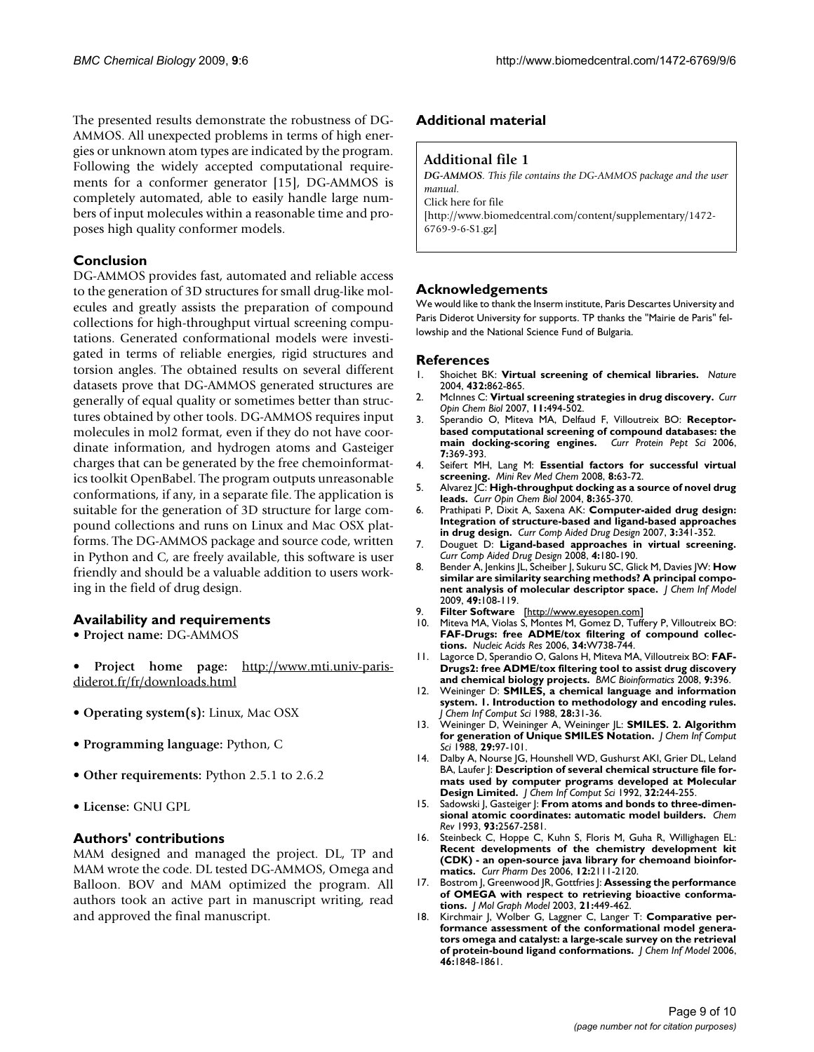The presented results demonstrate the robustness of DG-AMMOS. All unexpected problems in terms of high energies or unknown atom types are indicated by the program. Following the widely accepted computational requirements for a conformer generator [15], DG-AMMOS is completely automated, able to easily handle large numbers of input molecules within a reasonable time and proposes high quality conformer models.

## Conclusion

DG-AMMOS provides fast, automated and reliable access to the generation of 3D structures for small drug-like molecules and greatly assists the preparation of compound collections for high-throughput virtual screening computations. Generated conformational models were investigated in terms of reliable energies, rigid structures and torsion angles. The obtained results on several different datasets prove that DG-AMMOS generated structures are generally of equal quality or sometimes better than structures obtained by other tools. DG-AMMOS requires input molecules in mol2 format, even if they do not have coordinate information, and hydrogen atoms and Gasteiger charges that can be generated by the free chemoinformatics toolkit OpenBabel. The program outputs unreasonable conformations, if any, in a separate file. The application is suitable for the generation of 3D structure for large compound collections and runs on Linux and Mac OSX platforms. The DG-AMMOS package and source code, written in Python and C, are freely available, this software is user friendly and should be a valuable addition to users working in the field of drug design.

## Availability and requirements

- **Project name:** DG-AMMOS
- **Project home page:** http://www.mti.univ-paris-diderot.fr/fr/downloads.html
- **Operating system(s):** Linux, Mac OSX
- **Programming language:** Python, C
- **Other requirements:** Python 2.5.1 to 2.6.2
- **License:** GNU GPL

## Authors' contributions

MAM designed and managed the project. DL, TP and MAM wrote the code. DL tested DG-AMMOS, Omega and Balloon. BOV and MAM optimized the program. All authors took an active part in manuscript writing, read and approved the final manuscript.

## Additional material

### Additional file 1

*DG-AMMOS. This file contains the DG-AMMOS package and the user manual.*
Click here for file
[http://www.biomedcentral.com/content/supplementary/1472-6769-9-6-S1.gz]

## Acknowledgements

We would like to thank the Inserm institute, Paris Descartes University and Paris Diderot University for supports. TP thanks the "Mairie de Paris" fellowship and the National Science Fund of Bulgaria.

## References

1. Shoichet BK: **Virtual screening of chemical libraries.** *Nature* 2004, **432:**862-865.
2. McInnes C: **Virtual screening strategies in drug discovery.** *Curr Opin Chem Biol* 2007, **11:**494-502.
3. Sperandio O, Miteva MA, Delfaud F, Villoutreix BO: **Receptor-based computational screening of compound databases: the main docking-scoring engines.** *Curr Protein Pept Sci* 2006, **7:**369-393.
4. Seifert MH, Lang M: **Essential factors for successful virtual screening.** *Mini Rev Med Chem* 2008, **8:**63-72.
5. Alvarez JC: **High-throughput docking as a source of novel drug leads.** *Curr Opin Chem Biol* 2004, **8:**365-370.
6. Prathipati P, Dixit A, Saxena AK: **Computer-aided drug design: Integration of structure-based and ligand-based approaches in drug design.** *Curr Comp Aided Drug Design* 2007, **3:**341-352.
7. Douguet D: **Ligand-based approaches in virtual screening.** *Curr Comp Aided Drug Design* 2008, **4:**180-190.
8. Bender A, Jenkins JL, Scheiber J, Sukuru SC, Glick M, Davies JW: **How similar are similarity searching methods? A principal component analysis of molecular descriptor space.** *J Chem Inf Model* 2009, **49:**108-119.
9. **Filter Software** [http://www.eyesopen.com]
10. Miteva MA, Violas S, Montes M, Gomez D, Tuffery P, Villoutreix BO: **FAF-Drugs: free ADME/tox filtering of compound collections.** *Nucleic Acids Res* 2006, **34:**W738-744.
11. Lagorce D, Sperandio O, Galons H, Miteva MA, Villoutreix BO: **FAF-Drugs2: free ADME/tox filtering tool to assist drug discovery and chemical biology projects.** *BMC Bioinformatics* 2008, **9:**396.
12. Weininger D: **SMILES, a chemical language and information system. 1. Introduction to methodology and encoding rules.** *J Chem Inf Comput Sci* 1988, **28:**31-36.
13. Weininger D, Weininger A, Weininger JL: **SMILES. 2. Algorithm for generation of Unique SMILES Notation.** *J Chem Inf Comput Sci* 1988, **29:**97-101.
14. Dalby A, Nourse JG, Hounshell WD, Gushurst AKI, Grier DL, Leland BA, Laufer J: **Description of several chemical structure file formats used by computer programs developed at Molecular Design Limited.** *J Chem Inf Comput Sci* 1992, **32:**244-255.
15. Sadowski J, Gasteiger J: **From atoms and bonds to three-dimensional atomic coordinates: automatic model builders.** *Chem Rev* 1993, **93:**2567-2581.
16. Steinbeck C, Hoppe C, Kuhn S, Floris M, Guha R, Willighagen EL: **Recent developments of the chemistry development kit (CDK) - an open-source java library for chemoand bioinformatics.** *Curr Pharm Des* 2006, **12:**2111-2120.
17. Bostrom J, Greenwood JR, Gottfries J: **Assessing the performance of OMEGA with respect to retrieving bioactive conformations.** *J Mol Graph Model* 2003, **21:**449-462.
18. Kirchmair J, Wolber G, Laggner C, Langer T: **Comparative performance assessment of the conformational model generators omega and catalyst: a large-scale survey on the retrieval of protein-bound ligand conformations.** *J Chem Inf Model* 2006, **46:**1848-1861.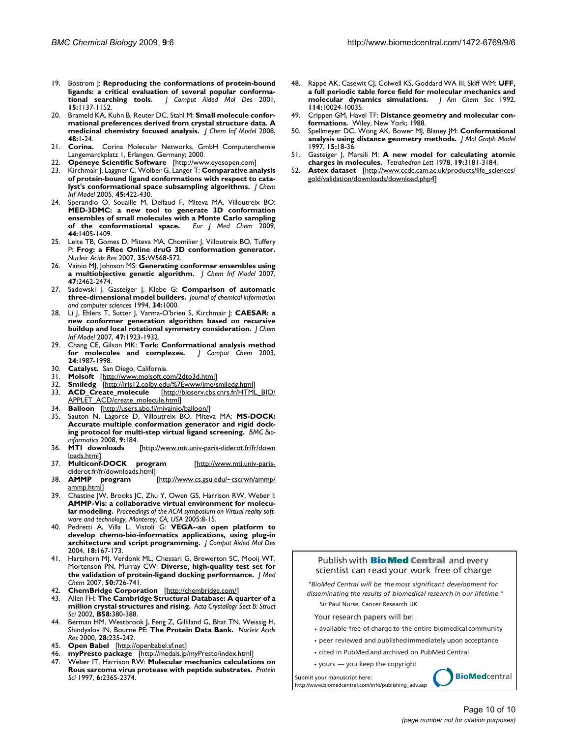19. Bostrom J: **Reproducing the conformations of protein-bound ligands: a critical evaluation of several popular conformational searching tools.** *J Comput Aided Mol Des* 2001, **15:**1137-1152.
20. Brameld KA, Kuhn B, Reuter DC, Stahl M: **Small molecule conformational preferences derived from crystal structure data. A medicinal chemistry focused analysis.** *J Chem Inf Model* 2008, **48:**1-24.
21. **Corina.** Corina Molecular Networks, GmbH Computerchemie Langemarckplatz 1, Erlangen, Germany; 2000.
22. **Openeye Scientific Software** [http://www.eyesopen.com]
23. Kirchmair J, Laggner C, Wolber G, Langer T: **Comparative analysis of protein-bound ligand conformations with respect to catalyst's conformational space subsampling algorithms.** *J Chem Inf Model* 2005, **45:**422-430.
24. Sperandio O, Souaille M, Delfaud F, Miteva MA, Villoutreix BO: **MED-3DMC: a new tool to generate 3D conformation ensembles of small molecules with a Monte Carlo sampling of the conformational space.** *Eur J Med Chem* 2009, **44:**1405-1409.
25. Leite TB, Gomes D, Miteva MA, Chomilier J, Villoutreix BO, Tuffery P: **Frog: a FRee Online druG 3D conformation generator.** *Nucleic Acids Res* 2007, **35:**W568-572.
26. Vainio MJ, Johnson MS: **Generating conformer ensembles using a multiobjective genetic algorithm.** *J Chem Inf Model* 2007, **47:**2462-2474.
27. Sadowski J, Gasteiger J, Klebe G: **Comparison of automatic three-dimensional model builders.** *Journal of chemical information and computer sciences* 1994, **34:**1000.
28. Li J, Ehlers T, Sutter J, Varma-O'brien S, Kirchmair J: **CAESAR: a new conformer generation algorithm based on recursive buildup and local rotational symmetry consideration.** *J Chem Inf Model* 2007, **47:**1923-1932.
29. Chang CE, Gilson MK: **Tork: Conformational analysis method for molecules and complexes.** *J Comput Chem* 2003, **24:**1987-1998.
30. **Catalyst.** San Diego, California.
31. **Molsoft** [http://www.molsoft.com/2dto3d.html]
32. **Smiledg** [http://iris12.colby.edu/%7Ewww/jme/smiledg.html]
33. **ACD_Create_molecule** [http://bioserv.cbs.cnrs.fr/HTML_BIO/APPLET_ACD/create_molecule.html]
34. **Balloon** [http://users.abo.fi/mivainio/balloon/]
35. Sauton N, Lagorce D, Villoutreix BO, Miteva MA: **MS-DOCK: Accurate multiple conformation generator and rigid docking protocol for multi-step virtual ligand screening.** *BMC Bioinformatics* 2008, **9:**184.
36. **MTI downloads** [http://www.mti.univ-paris-diderot.fr/fr/downloads.html]
37. **Multiconf-DOCK program** [http://www.mti.univ-paris-diderot.fr/fr/downloads.html]
38. **AMMP program** [http://www.cs.gsu.edu/~cscrwh/ammp/ammp.html]
39. Chastine JW, Brooks JC, Zhu Y, Owen GS, Harrison RW, Weber I: **AMMP-Vis: a collaborative virtual environment for molecular modeling.** *Proceedings of the ACM symposium on Virtual reality software and technology, Monterey, CA, USA* 2005:8-15.
40. Pedretti A, Villa L, Vistoli G: **VEGA--an open platform to develop chemo-bio-informatics applications, using plug-in architecture and script programming.** *J Comput Aided Mol Des* 2004, **18:**167-173.
41. Hartshorn MJ, Verdonk ML, Chessari G, Brewerton SC, Mooij WT, Mortenson PN, Murray CW: **Diverse, high-quality test set for the validation of protein-ligand docking performance.** *J Med Chem* 2007, **50:**726-741.
42. **ChemBridge Corporation** [http://chembridge.com/]
43. Allen FH: **The Cambridge Structural Database: A quarter of a million crystal structures and rising.** *Acta Crystallogr Sect B: Struct Sci* 2002, **B58:**380-388.
44. Berman HM, Westbrook J, Feng Z, Gilliland G, Bhat TN, Weissig H, Shindyalov IN, Bourne PE: **The Protein Data Bank.** *Nucleic Acids Res* 2000, **28:**235-242.
45. **Open Babel** [http://openbabel.sf.net]
46. **myPresto package** [http://medals.jp/myPresto/index.html]
47. Weber IT, Harrison RW: **Molecular mechanics calculations on Rous sarcoma virus protease with peptide substrates.** *Protein Sci* 1997, **6:**2365-2374.
48. Rappé AK, Casewit CJ, Colwell KS, Goddard WA III, Skiff WM: **UFF, a full periodic table force field for molecular mechanics and molecular dynamics simulations.** *J Am Chem Soc* 1992, **114:**10024-10035.
49. Crippen GM, Havel TF: **Distance geometry and molecular conformations.** Wiley, New York; 1988.
50. Spellmeyer DC, Wong AK, Bower MJ, Blaney JM: **Conformational analysis using distance geometry methods.** *J Mol Graph Model* 1997, **15:**18-36.
51. Gasteiger J, Marsili M: **A new model for calculating atomic charges in molecules.** *Tetrahedron Lett* 1978, **19:**3181-3184.
52. **Astex dataset** [http://www.ccdc.cam.ac.uk/products/life_sciences/gold/validation/downloads/download.php4]

Publish with **BioMed Central** and every scientist can read your work free of charge

*"BioMed Central will be the most significant development for disseminating the results of biomedical research in our lifetime."*

Sir Paul Nurse, Cancer Research UK

Your research papers will be:

- available free of charge to the entire biomedical community
- peer reviewed and published immediately upon acceptance
- cited in PubMed and archived on PubMed Central
- yours — you keep the copyright

Submit your manuscript here:
http://www.biomedcentral.com/info/publishing_adv.asp

**BioMed**central